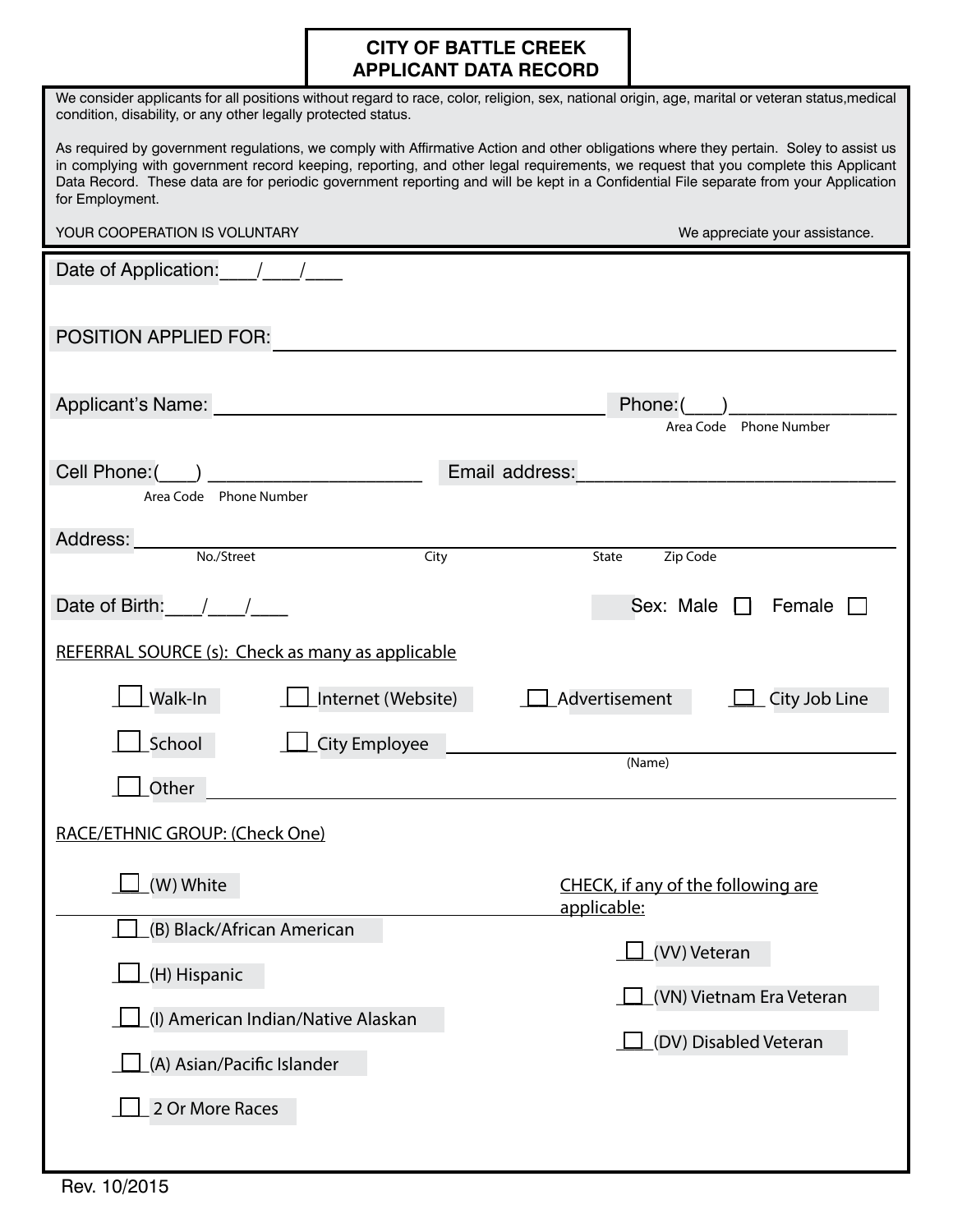# CITY OF BATTLE CREEK
# APPLICANT DATA RECORD

We consider applicants for all positions without regard to race, color, religion, sex, national origin, age, marital or veteran status,medical condition, disability, or any other legally protected status.

As required by government regulations, we comply with Affirmative Action and other obligations where they pertain. Soley to assist us in complying with government record keeping, reporting, and other legal requirements, we request that you complete this Applicant Data Record. These data are for periodic government reporting and will be kept in a Confidential File separate from your Application for Employment.

YOUR COOPERATION IS VOLUNTARY — We appreciate your assistance.

Date of Application:___/___/___

POSITION APPLIED FOR: ____________________________________________

Applicant's Name: ______________________________ Phone:(___)_______________
Area Code Phone Number

Cell Phone:(___) ____________________ Email address:______________________________
Area Code Phone Number

Address: ____________________________________________
No./Street City State Zip Code

Date of Birth:___/___/___

Sex: Male ☐ Female ☐

REFERRAL SOURCE (s): Check as many as applicable

☐ Walk-In ☐ Internet (Website) ☐ Advertisement ☐ City Job Line

☐ School ☐ City Employee ______________________________
(Name)

☐ Other ____________________________________________

RACE/ETHNIC GROUP: (Check One)

☐ (W) White

☐ (B) Black/African American

☐ (H) Hispanic

☐ (I) American Indian/Native Alaskan

☐ (A) Asian/Pacific Islander

☐ 2 Or More Races

CHECK, if any of the following are applicable:

☐ (VV) Veteran

☐ (VN) Vietnam Era Veteran

☐ (DV) Disabled Veteran

Rev. 10/2015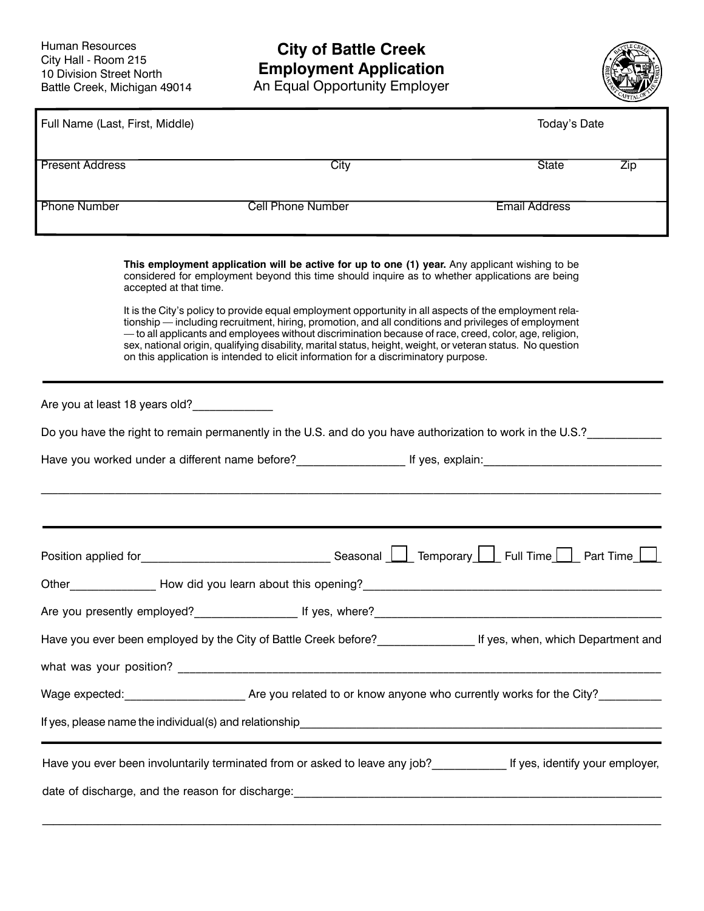Human Resources
City Hall - Room 215
10 Division Street North
Battle Creek, Michigan 49014

# City of Battle Creek Employment Application

An Equal Opportunity Employer

| Full Name (Last, First, Middle) | | | Today's Date | |
|---|---|---|---|---|
| Present Address | City | | State | Zip |
| Phone Number | Cell Phone Number | Email Address | | |

**This employment application will be active for up to one (1) year.** Any applicant wishing to be considered for employment beyond this time should inquire as to whether applications are being accepted at that time.

It is the City's policy to provide equal employment opportunity in all aspects of the employment relationship — including recruitment, hiring, promotion, and all conditions and privileges of employment — to all applicants and employees without discrimination because of race, creed, color, age, religion, sex, national origin, qualifying disability, marital status, height, weight, or veteran status. No question on this application is intended to elicit information for a discriminatory purpose.

---

Are you at least 18 years old?____________

Do you have the right to remain permanently in the U.S. and do you have authorization to work in the U.S.?___________

Have you worked under a different name before?________________ If yes, explain:___________________________

_____________________________________________________________________________________________

---

Position applied for_____________________________ Seasonal ☐ Temporary ☐ Full Time ☐ Part Time ☐

Other_____________ How did you learn about this opening?_____________________________________________

Are you presently employed?_______________ If yes, where?____________________________________________

Have you ever been employed by the City of Battle Creek before?______________ If yes, when, which Department and what was your position? ______________________________________________________________________

Wage expected:__________________ Are you related to or know anyone who currently works for the City?_________

If yes, please name the individual(s) and relationship___________________________________________________

---

Have you ever been involuntarily terminated from or asked to leave any job?___________ If yes, identify your employer, date of discharge, and the reason for discharge:___________________________________________________________

_____________________________________________________________________________________________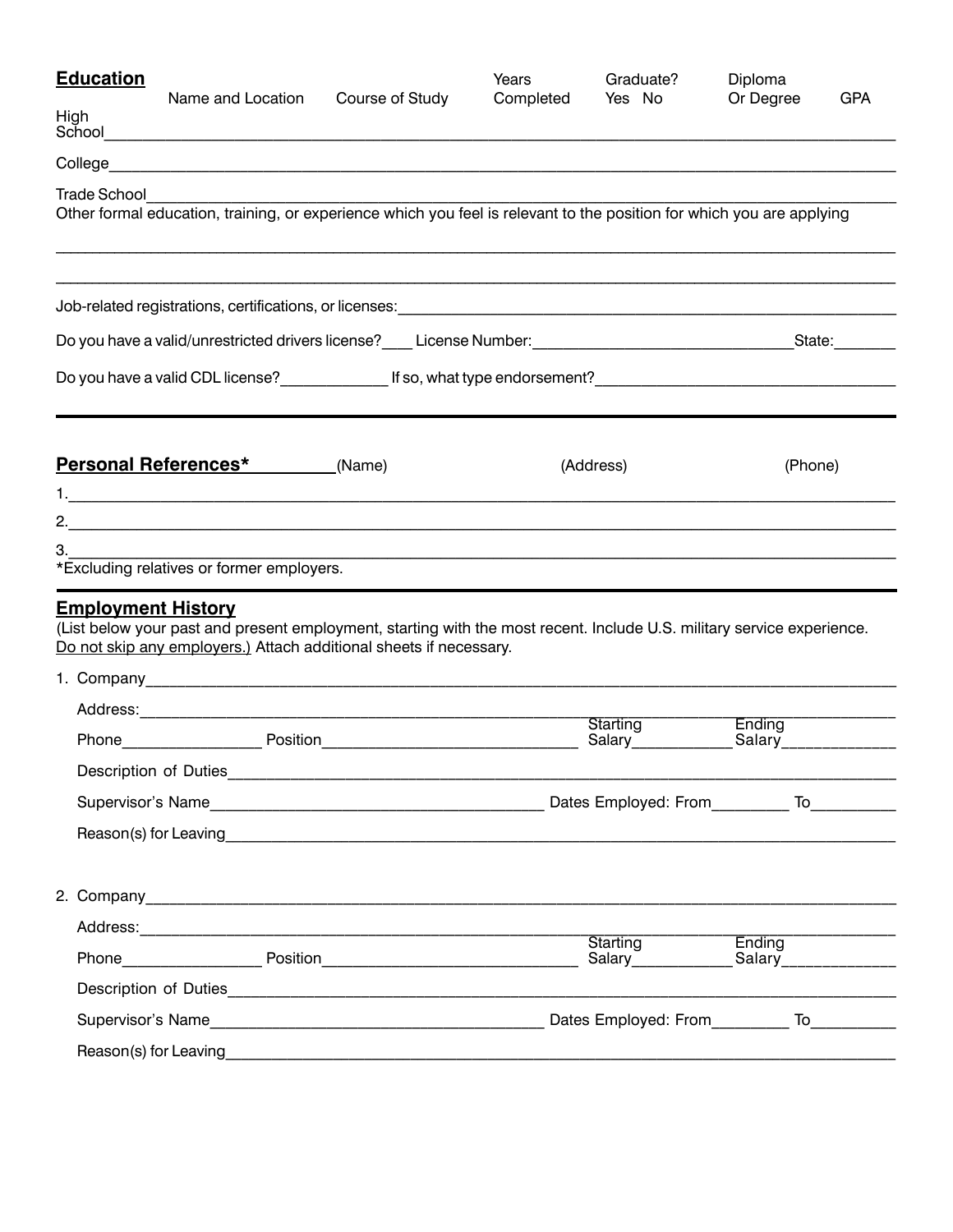## Education

| | Name and Location | Course of Study | Years Completed | Graduate? Yes No | Diploma Or Degree | GPA |
|---|---|---|---|---|---|---|
| High School | | | | | | |
| College | | | | | | |
| Trade School | | | | | | |

Other formal education, training, or experience which you feel is relevant to the position for which you are applying

______________________________________________________________________

______________________________________________________________________

Job-related registrations, certifications, or licenses: ______________________________

Do you have a valid/unrestricted drivers license? ____ License Number: ______________________ State: _______

Do you have a valid CDL license? ____________ If so, what type endorsement? ______________________

## Personal References*

| | (Name) | (Address) | (Phone) |
|---|---|---|---|
| 1. | | | |
| 2. | | | |
| 3. | | | |

*Excluding relatives or former employers.

## Employment History

(List below your past and present employment, starting with the most recent. Include U.S. military service experience. Do not skip any employers.) Attach additional sheets if necessary.

1. Company ______________________________

   Address: ______________________________

   Phone ______________ Position ______________________ Starting Salary ___________ Ending Salary ___________

   Description of Duties ______________________________

   Supervisor's Name ______________________ Dates Employed: From ________ To ________

   Reason(s) for Leaving ______________________________

2. Company ______________________________

   Address: ______________________________

   Phone ______________ Position ______________________ Starting Salary ___________ Ending Salary ___________

   Description of Duties ______________________________

   Supervisor's Name ______________________ Dates Employed: From ________ To ________

   Reason(s) for Leaving ______________________________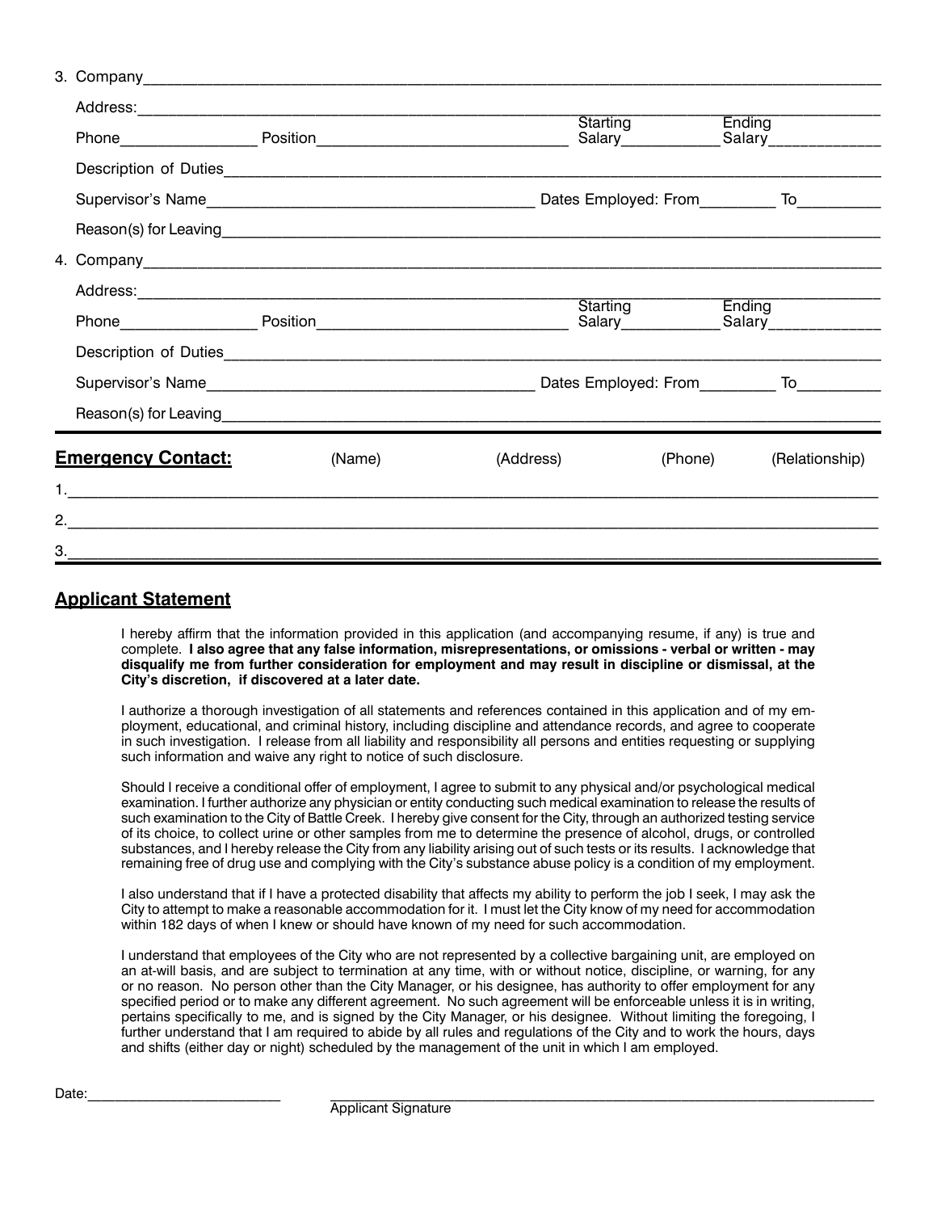3. Company_______________________________________________

   Address:_______________________________________________

   Phone______________ Position__________________________ Starting Salary__________ Ending Salary__________

   Description of Duties_______________________________________________

   Supervisor's Name__________________________________ Dates Employed: From________ To________

   Reason(s) for Leaving_______________________________________________

4. Company_______________________________________________

   Address:_______________________________________________

   Phone______________ Position__________________________ Starting Salary__________ Ending Salary__________

   Description of Duties_______________________________________________

   Supervisor's Name__________________________________ Dates Employed: From________ To________

   Reason(s) for Leaving_______________________________________________

## Emergency Contact:

| | (Name) | (Address) | (Phone) | (Relationship) |
|---|---|---|---|---|
| 1. | | | | |
| 2. | | | | |
| 3. | | | | |

## Applicant Statement

I hereby affirm that the information provided in this application (and accompanying resume, if any) is true and complete. **I also agree that any false information, misrepresentations, or omissions - verbal or written - may disqualify me from further consideration for employment and may result in discipline or dismissal, at the City's discretion, if discovered at a later date.**

I authorize a thorough investigation of all statements and references contained in this application and of my employment, educational, and criminal history, including discipline and attendance records, and agree to cooperate in such investigation. I release from all liability and responsibility all persons and entities requesting or supplying such information and waive any right to notice of such disclosure.

Should I receive a conditional offer of employment, I agree to submit to any physical and/or psychological medical examination. I further authorize any physician or entity conducting such medical examination to release the results of such examination to the City of Battle Creek. I hereby give consent for the City, through an authorized testing service of its choice, to collect urine or other samples from me to determine the presence of alcohol, drugs, or controlled substances, and I hereby release the City from any liability arising out of such tests or its results. I acknowledge that remaining free of drug use and complying with the City's substance abuse policy is a condition of my employment.

I also understand that if I have a protected disability that affects my ability to perform the job I seek, I may ask the City to attempt to make a reasonable accommodation for it. I must let the City know of my need for accommodation within 182 days of when I knew or should have known of my need for such accommodation.

I understand that employees of the City who are not represented by a collective bargaining unit, are employed on an at-will basis, and are subject to termination at any time, with or without notice, discipline, or warning, for any or no reason. No person other than the City Manager, or his designee, has authority to offer employment for any specified period or to make any different agreement. No such agreement will be enforceable unless it is in writing, pertains specifically to me, and is signed by the City Manager, or his designee. Without limiting the foregoing, I further understand that I am required to abide by all rules and regulations of the City and to work the hours, days and shifts (either day or night) scheduled by the management of the unit in which I am employed.

Date:______________________ ______________________________________________
Applicant Signature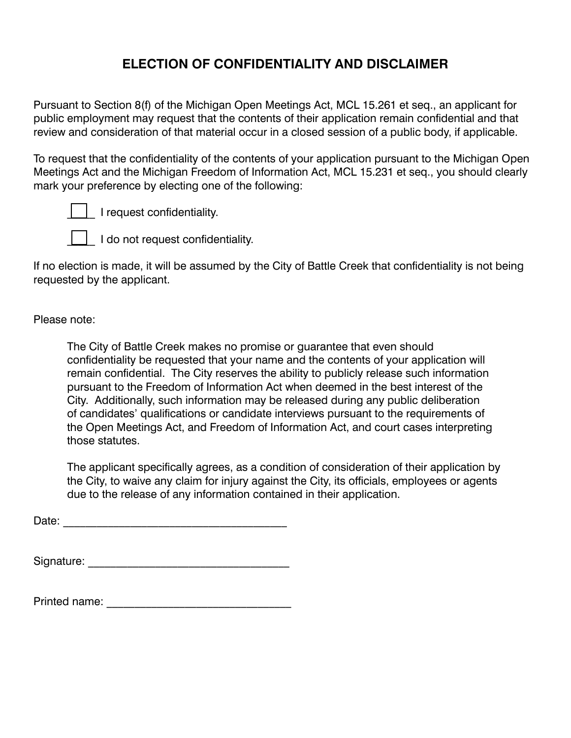# ELECTION OF CONFIDENTIALITY AND DISCLAIMER

Pursuant to Section 8(f) of the Michigan Open Meetings Act, MCL 15.261 et seq., an applicant for public employment may request that the contents of their application remain confidential and that review and consideration of that material occur in a closed session of a public body, if applicable.

To request that the confidentiality of the contents of your application pursuant to the Michigan Open Meetings Act and the Michigan Freedom of Information Act, MCL 15.231 et seq., you should clearly mark your preference by electing one of the following:

☐ I request confidentiality.

☐ I do not request confidentiality.

If no election is made, it will be assumed by the City of Battle Creek that confidentiality is not being requested by the applicant.

Please note:

> The City of Battle Creek makes no promise or guarantee that even should confidentiality be requested that your name and the contents of your application will remain confidential. The City reserves the ability to publicly release such information pursuant to the Freedom of Information Act when deemed in the best interest of the City. Additionally, such information may be released during any public deliberation of candidates' qualifications or candidate interviews pursuant to the requirements of the Open Meetings Act, and Freedom of Information Act, and court cases interpreting those statutes.
>
> The applicant specifically agrees, as a condition of consideration of their application by the City, to waive any claim for injury against the City, its officials, employees or agents due to the release of any information contained in their application.

Date: ____________________________________

Signature: ________________________________

Printed name: _____________________________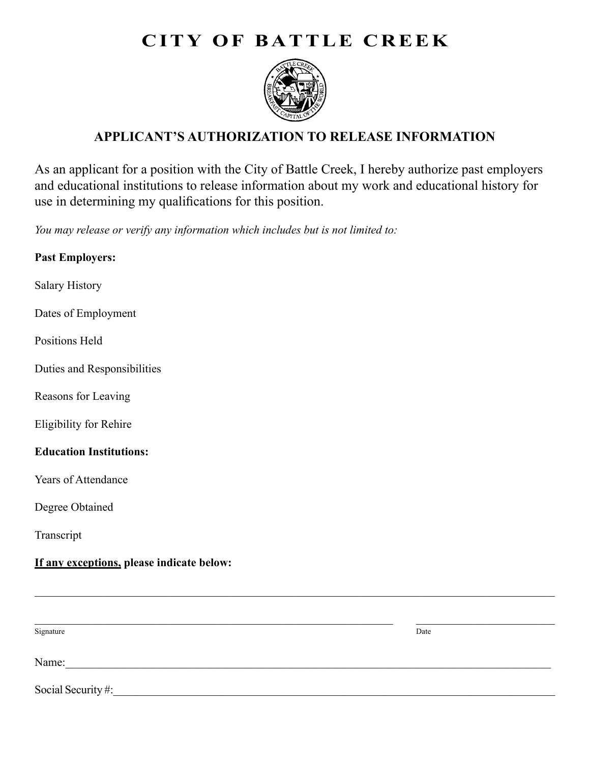# CITY OF BATTLE CREEK

## APPLICANT'S AUTHORIZATION TO RELEASE INFORMATION

As an applicant for a position with the City of Battle Creek, I hereby authorize past employers and educational institutions to release information about my work and educational history for use in determining my qualifications for this position.

*You may release or verify any information which includes but is not limited to:*

**Past Employers:**

Salary History

Dates of Employment

Positions Held

Duties and Responsibilities

Reasons for Leaving

Eligibility for Rehire

**Education Institutions:**

Years of Attendance

Degree Obtained

Transcript

**<u>If any exceptions,</u> please indicate below:**

\_\_\_\_\_\_\_\_\_\_\_\_\_\_\_\_\_\_\_\_\_\_\_\_\_\_\_\_\_\_\_\_\_\_\_\_\_\_\_\_\_\_\_\_\_\_\_\_\_\_\_\_\_\_\_\_\_\_\_\_\_\_\_\_\_\_\_\_\_\_\_\_

\_\_\_\_\_\_\_\_\_\_\_\_\_\_\_\_\_\_\_\_\_\_\_\_\_\_\_\_\_\_\_\_\_\_\_\_\_\_\_\_\_\_\_\_\_\_\_\_ \_\_\_\_\_\_\_\_\_\_\_\_\_\_\_\_\_\_\_\_
Signature Date

Name:\_\_\_\_\_\_\_\_\_\_\_\_\_\_\_\_\_\_\_\_\_\_\_\_\_\_\_\_\_\_\_\_\_\_\_\_\_\_\_\_\_\_\_\_\_\_\_\_\_\_\_\_\_\_\_\_\_\_\_\_\_\_\_\_

Social Security #:\_\_\_\_\_\_\_\_\_\_\_\_\_\_\_\_\_\_\_\_\_\_\_\_\_\_\_\_\_\_\_\_\_\_\_\_\_\_\_\_\_\_\_\_\_\_\_\_\_\_\_\_\_\_\_\_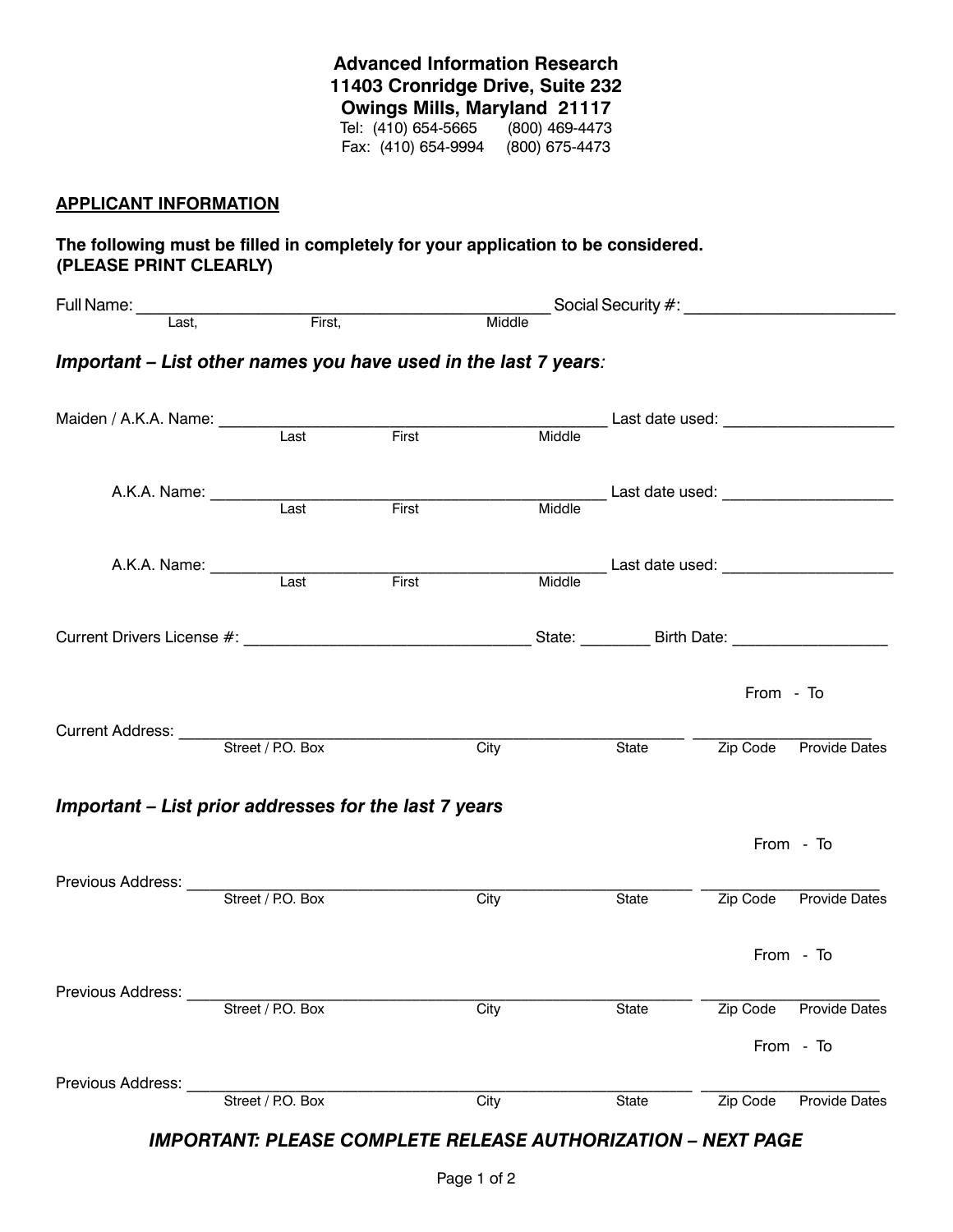**Advanced Information Research**
**11403 Cronridge Drive, Suite 232**
**Owings Mills, Maryland 21117**
Tel: (410) 654-5665 (800) 469-4473
Fax: (410) 654-9994 (800) 675-4473

## APPLICANT INFORMATION

**The following must be filled in completely for your application to be considered.**
**(PLEASE PRINT CLEARLY)**

Full Name: ______________________________________________ Social Security #: ________________________
Last, First, Middle

***Important – List other names you have used in the last 7 years:***

Maiden / A.K.A. Name: __________________________________________ Last date used: ___________________
Last First Middle

A.K.A. Name: __________________________________________ Last date used: ___________________
Last First Middle

A.K.A. Name: __________________________________________ Last date used: ___________________
Last First Middle

Current Drivers License #: _______________________________ State: ________ Birth Date: _________________

From - To

Current Address: _________________________________________________________ ____________________
Street / P.O. Box City State Zip Code Provide Dates

***Important – List prior addresses for the last 7 years***

From - To

Previous Address: _________________________________________________________ ____________________
Street / P.O. Box City State Zip Code Provide Dates

From - To

Previous Address: _________________________________________________________ ____________________
Street / P.O. Box City State Zip Code Provide Dates

From - To

Previous Address: _________________________________________________________ ____________________
Street / P.O. Box City State Zip Code Provide Dates

***IMPORTANT: PLEASE COMPLETE RELEASE AUTHORIZATION – NEXT PAGE***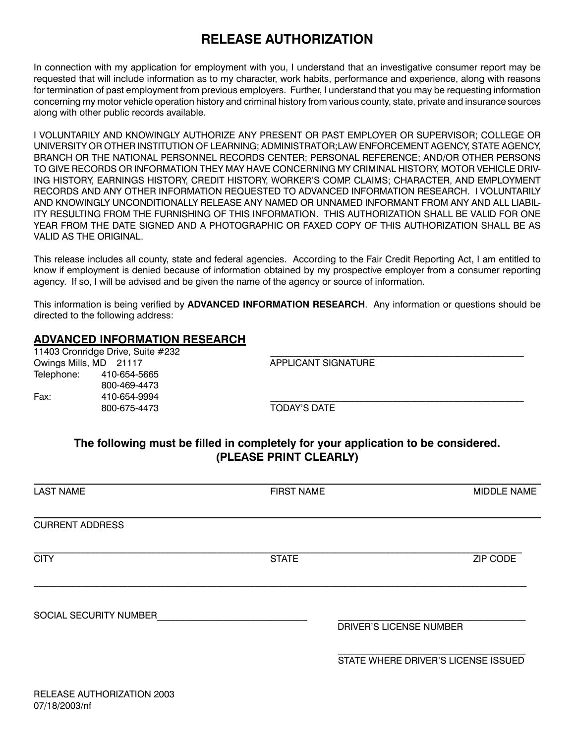# RELEASE AUTHORIZATION

In connection with my application for employment with you, I understand that an investigative consumer report may be requested that will include information as to my character, work habits, performance and experience, along with reasons for termination of past employment from previous employers. Further, I understand that you may be requesting information concerning my motor vehicle operation history and criminal history from various county, state, private and insurance sources along with other public records available.

I VOLUNTARILY AND KNOWINGLY AUTHORIZE ANY PRESENT OR PAST EMPLOYER OR SUPERVISOR; COLLEGE OR UNIVERSITY OR OTHER INSTITUTION OF LEARNING; ADMINISTRATOR;LAW ENFORCEMENT AGENCY, STATE AGENCY, BRANCH OR THE NATIONAL PERSONNEL RECORDS CENTER; PERSONAL REFERENCE; AND/OR OTHER PERSONS TO GIVE RECORDS OR INFORMATION THEY MAY HAVE CONCERNING MY CRIMINAL HISTORY, MOTOR VEHICLE DRIVING HISTORY, EARNINGS HISTORY, CREDIT HISTORY, WORKER'S COMP. CLAIMS; CHARACTER, AND EMPLOYMENT RECORDS AND ANY OTHER INFORMATION REQUESTED TO ADVANCED INFORMATION RESEARCH. I VOLUNTARILY AND KNOWINGLY UNCONDITIONALLY RELEASE ANY NAMED OR UNNAMED INFORMANT FROM ANY AND ALL LIABILITY RESULTING FROM THE FURNISHING OF THIS INFORMATION. THIS AUTHORIZATION SHALL BE VALID FOR ONE YEAR FROM THE DATE SIGNED AND A PHOTOGRAPHIC OR FAXED COPY OF THIS AUTHORIZATION SHALL BE AS VALID AS THE ORIGINAL.

This release includes all county, state and federal agencies. According to the Fair Credit Reporting Act, I am entitled to know if employment is denied because of information obtained by my prospective employer from a consumer reporting agency. If so, I will be advised and be given the name of the agency or source of information.

This information is being verified by **ADVANCED INFORMATION RESEARCH**. Any information or questions should be directed to the following address:

**ADVANCED INFORMATION RESEARCH**
11403 Cronridge Drive, Suite #232
Owings Mills, MD 21117
Telephone: 410-654-5665
800-469-4473
Fax: 410-654-9994
800-675-4473

APPLICANT SIGNATURE: ______________________________

TODAY'S DATE: ______________________________

**The following must be filled in completely for your application to be considered. (PLEASE PRINT CLEARLY)**

LAST NAME ____________ FIRST NAME ____________ MIDDLE NAME ____________

CURRENT ADDRESS ______________________________

CITY ____________ STATE ____________ ZIP CODE ____________

SOCIAL SECURITY NUMBER ______________________________

DRIVER'S LICENSE NUMBER ______________________________

STATE WHERE DRIVER'S LICENSE ISSUED ______________________________

RELEASE AUTHORIZATION 2003
07/18/2003/nf